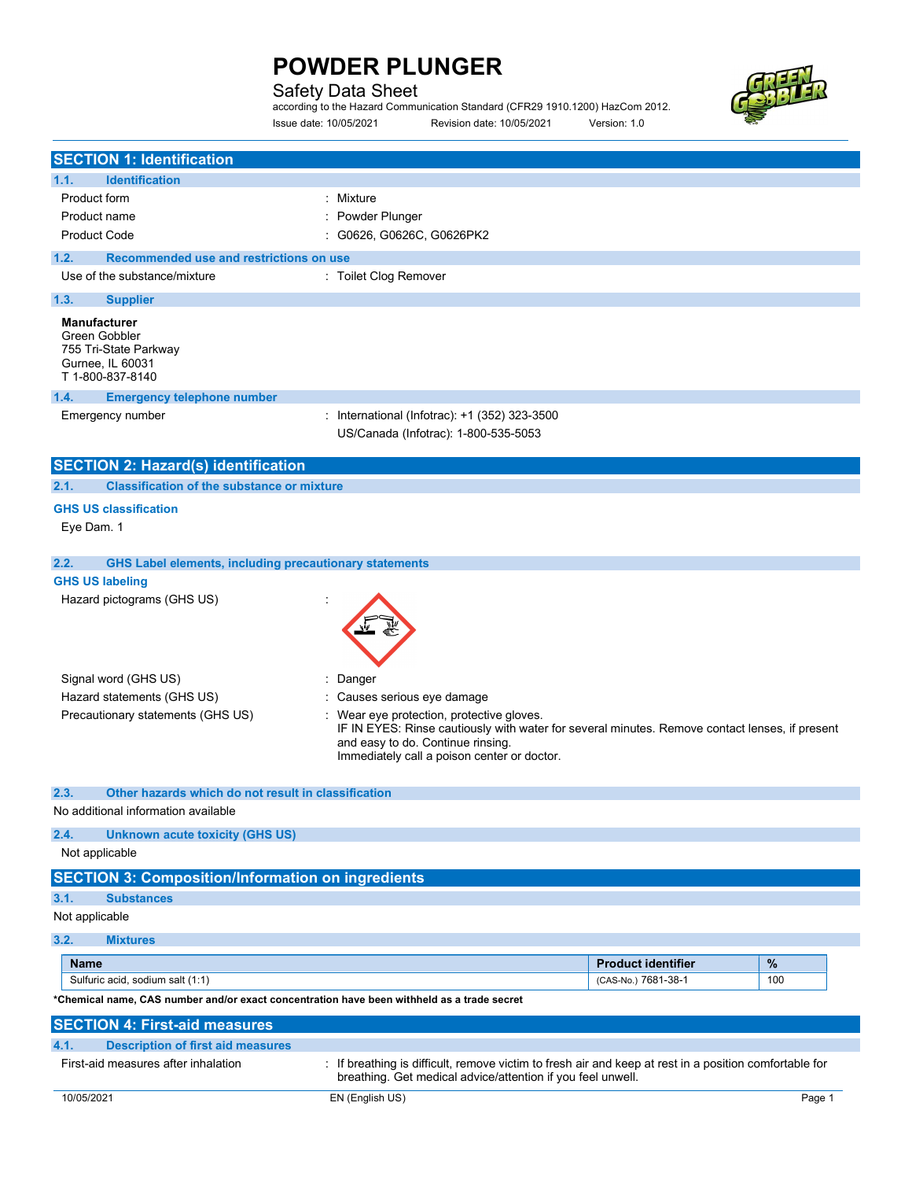# POWDER PLUNGER

Safety Data Sheet

according to the Hazard Communication Standard (CFR29 1910.1200) HazCom 2012.

Issue date: 10/05/2021 Revision date: 10/05/2021 Version: 1.0

## SECTION 1: Identification

### 1.1. Identification

| | |
|---|---|
| Product form | : Mixture |
| Product name | : Powder Plunger |
| Product Code | : G0626, G0626C, G0626PK2 |

### 1.2. Recommended use and restrictions on use

| | |
|---|---|
| Use of the substance/mixture | : Toilet Clog Remover |

### 1.3. Supplier

**Manufacturer**
Green Gobbler
755 Tri-State Parkway
Gurnee, IL 60031
T 1-800-837-8140

### 1.4. Emergency telephone number

| | |
|---|---|
| Emergency number | : International (Infotrac): +1 (352) 323-3500<br>US/Canada (Infotrac): 1-800-535-5053 |

## SECTION 2: Hazard(s) identification

### 2.1. Classification of the substance or mixture

**GHS US classification**

Eye Dam. 1

### 2.2. GHS Label elements, including precautionary statements

**GHS US labeling**

| | |
|---|---|
| Hazard pictograms (GHS US) | : |
| Signal word (GHS US) | : Danger |
| Hazard statements (GHS US) | : Causes serious eye damage |
| Precautionary statements (GHS US) | : Wear eye protection, protective gloves.<br>IF IN EYES: Rinse cautiously with water for several minutes. Remove contact lenses, if present and easy to do. Continue rinsing.<br>Immediately call a poison center or doctor. |

### 2.3. Other hazards which do not result in classification

No additional information available

### 2.4. Unknown acute toxicity (GHS US)

Not applicable

## SECTION 3: Composition/Information on ingredients

### 3.1. Substances

Not applicable

### 3.2. Mixtures

| Name | Product identifier | % |
|---|---|---|
| Sulfuric acid, sodium salt (1:1) | (CAS-No.) 7681-38-1 | 100 |

***Chemical name, CAS number and/or exact concentration have been withheld as a trade secret**

## SECTION 4: First-aid measures

### 4.1. Description of first aid measures

| | |
|---|---|
| First-aid measures after inhalation | : If breathing is difficult, remove victim to fresh air and keep at rest in a position comfortable for breathing. Get medical advice/attention if you feel unwell. |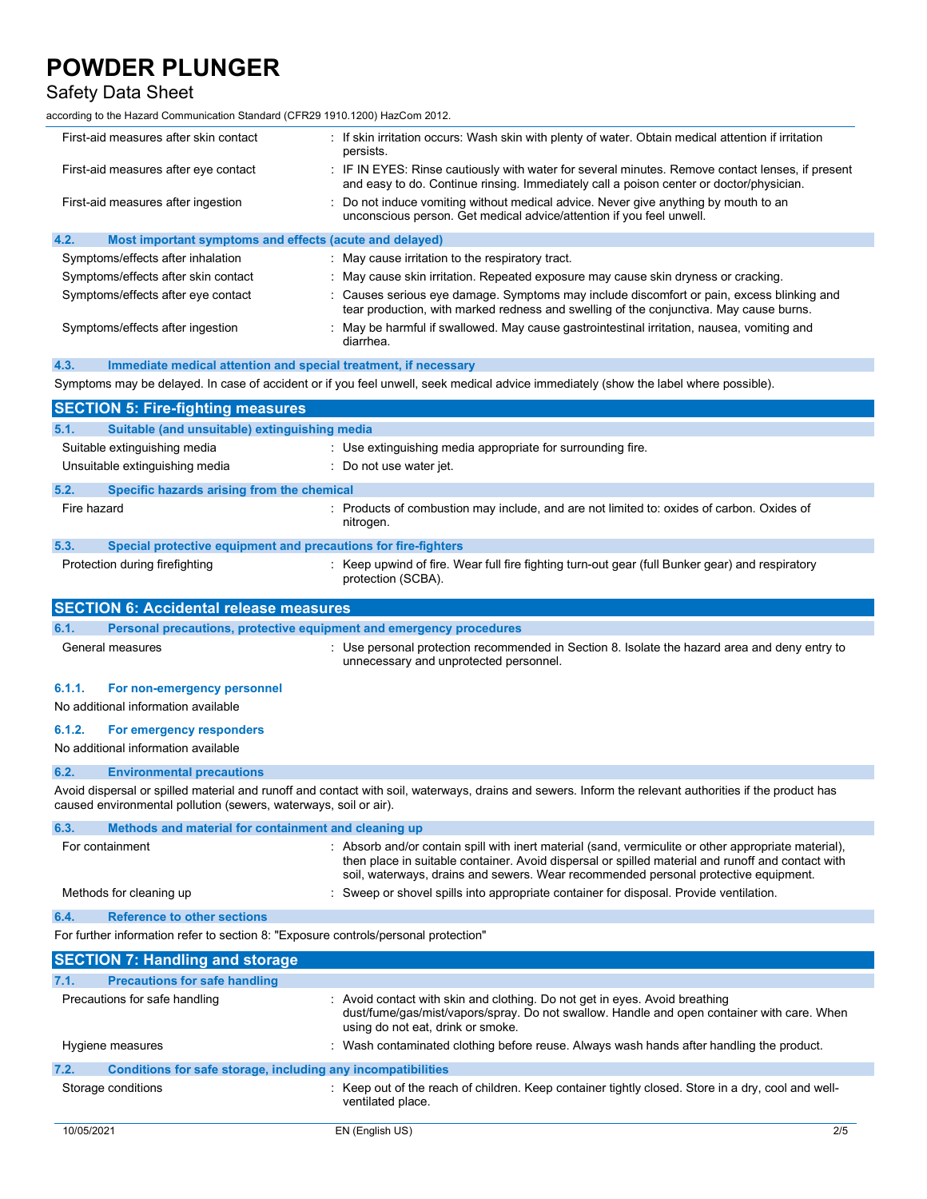| | |
|---|---|
| First-aid measures after skin contact | : If skin irritation occurs: Wash skin with plenty of water. Obtain medical attention if irritation persists. |
| First-aid measures after eye contact | : IF IN EYES: Rinse cautiously with water for several minutes. Remove contact lenses, if present and easy to do. Continue rinsing. Immediately call a poison center or doctor/physician. |
| First-aid measures after ingestion | : Do not induce vomiting without medical advice. Never give anything by mouth to an unconscious person. Get medical advice/attention if you feel unwell. |

### 4.2. Most important symptoms and effects (acute and delayed)

| | |
|---|---|
| Symptoms/effects after inhalation | : May cause irritation to the respiratory tract. |
| Symptoms/effects after skin contact | : May cause skin irritation. Repeated exposure may cause skin dryness or cracking. |
| Symptoms/effects after eye contact | : Causes serious eye damage. Symptoms may include discomfort or pain, excess blinking and tear production, with marked redness and swelling of the conjunctiva. May cause burns. |
| Symptoms/effects after ingestion | : May be harmful if swallowed. May cause gastrointestinal irritation, nausea, vomiting and diarrhea. |

### 4.3. Immediate medical attention and special treatment, if necessary

Symptoms may be delayed. In case of accident or if you feel unwell, seek medical advice immediately (show the label where possible).

## SECTION 5: Fire-fighting measures

### 5.1. Suitable (and unsuitable) extinguishing media

| | |
|---|---|
| Suitable extinguishing media | : Use extinguishing media appropriate for surrounding fire. |
| Unsuitable extinguishing media | : Do not use water jet. |

### 5.2. Specific hazards arising from the chemical

| | |
|---|---|
| Fire hazard | : Products of combustion may include, and are not limited to: oxides of carbon. Oxides of nitrogen. |

### 5.3. Special protective equipment and precautions for fire-fighters

| | |
|---|---|
| Protection during firefighting | : Keep upwind of fire. Wear full fire fighting turn-out gear (full Bunker gear) and respiratory protection (SCBA). |

## SECTION 6: Accidental release measures

### 6.1. Personal precautions, protective equipment and emergency procedures

| | |
|---|---|
| General measures | : Use personal protection recommended in Section 8. Isolate the hazard area and deny entry to unnecessary and unprotected personnel. |

#### 6.1.1. For non-emergency personnel

No additional information available

#### 6.1.2. For emergency responders

No additional information available

### 6.2. Environmental precautions

Avoid dispersal or spilled material and runoff and contact with soil, waterways, drains and sewers. Inform the relevant authorities if the product has caused environmental pollution (sewers, waterways, soil or air).

### 6.3. Methods and material for containment and cleaning up

| | |
|---|---|
| For containment | : Absorb and/or contain spill with inert material (sand, vermiculite or other appropriate material), then place in suitable container. Avoid dispersal or spilled material and runoff and contact with soil, waterways, drains and sewers. Wear recommended personal protective equipment. |
| Methods for cleaning up | : Sweep or shovel spills into appropriate container for disposal. Provide ventilation. |

### 6.4. Reference to other sections

For further information refer to section 8: "Exposure controls/personal protection"

## SECTION 7: Handling and storage

### 7.1. Precautions for safe handling

| | |
|---|---|
| Precautions for safe handling | : Avoid contact with skin and clothing. Do not get in eyes. Avoid breathing dust/fume/gas/mist/vapors/spray. Do not swallow. Handle and open container with care. When using do not eat, drink or smoke. |
| Hygiene measures | : Wash contaminated clothing before reuse. Always wash hands after handling the product. |

### 7.2. Conditions for safe storage, including any incompatibilities

| | |
|---|---|
| Storage conditions | : Keep out of the reach of children. Keep container tightly closed. Store in a dry, cool and well-ventilated place. |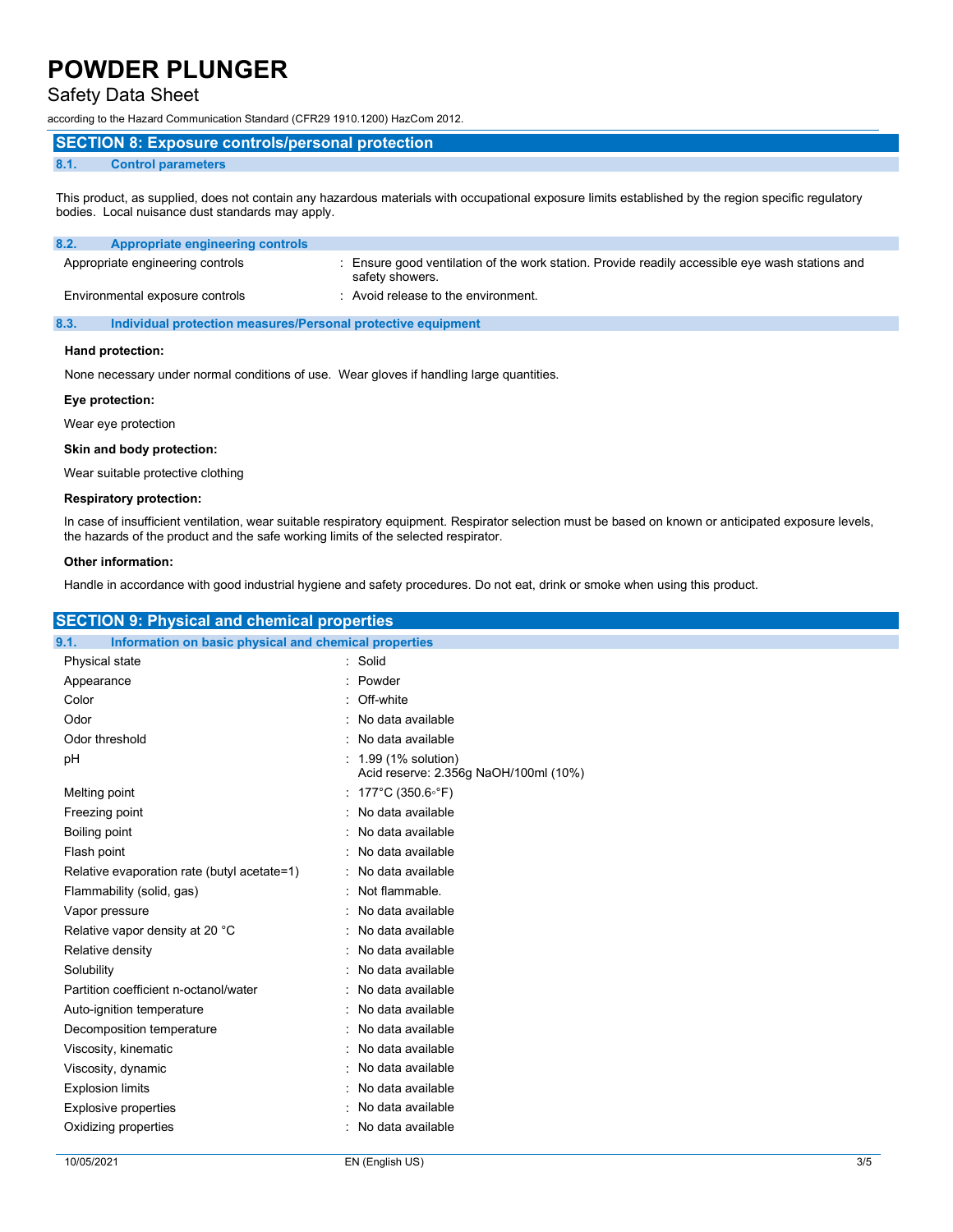## SECTION 8: Exposure controls/personal protection

### 8.1. Control parameters

This product, as supplied, does not contain any hazardous materials with occupational exposure limits established by the region specific regulatory bodies. Local nuisance dust standards may apply.

### 8.2. Appropriate engineering controls

| | |
|---|---|
| Appropriate engineering controls | : Ensure good ventilation of the work station. Provide readily accessible eye wash stations and safety showers. |
| Environmental exposure controls | : Avoid release to the environment. |

### 8.3. Individual protection measures/Personal protective equipment

**Hand protection:**

None necessary under normal conditions of use. Wear gloves if handling large quantities.

**Eye protection:**

Wear eye protection

**Skin and body protection:**

Wear suitable protective clothing

**Respiratory protection:**

In case of insufficient ventilation, wear suitable respiratory equipment. Respirator selection must be based on known or anticipated exposure levels, the hazards of the product and the safe working limits of the selected respirator.

**Other information:**

Handle in accordance with good industrial hygiene and safety procedures. Do not eat, drink or smoke when using this product.

## SECTION 9: Physical and chemical properties

### 9.1. Information on basic physical and chemical properties

| | |
|---|---|
| Physical state | : Solid |
| Appearance | : Powder |
| Color | : Off-white |
| Odor | : No data available |
| Odor threshold | : No data available |
| pH | : 1.99 (1% solution)<br>Acid reserve: 2.356g NaOH/100ml (10%) |
| Melting point | : 177°C (350.6◦°F) |
| Freezing point | : No data available |
| Boiling point | : No data available |
| Flash point | : No data available |
| Relative evaporation rate (butyl acetate=1) | : No data available |
| Flammability (solid, gas) | : Not flammable. |
| Vapor pressure | : No data available |
| Relative vapor density at 20 °C | : No data available |
| Relative density | : No data available |
| Solubility | : No data available |
| Partition coefficient n-octanol/water | : No data available |
| Auto-ignition temperature | : No data available |
| Decomposition temperature | : No data available |
| Viscosity, kinematic | : No data available |
| Viscosity, dynamic | : No data available |
| Explosion limits | : No data available |
| Explosive properties | : No data available |
| Oxidizing properties | : No data available |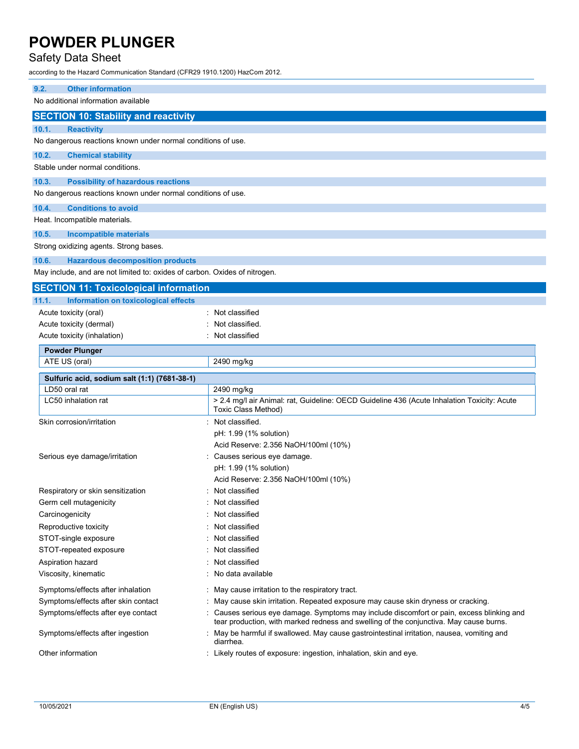### 9.2. Other information

No additional information available

## SECTION 10: Stability and reactivity

### 10.1. Reactivity

No dangerous reactions known under normal conditions of use.

### 10.2. Chemical stability

Stable under normal conditions.

### 10.3. Possibility of hazardous reactions

No dangerous reactions known under normal conditions of use.

### 10.4. Conditions to avoid

Heat. Incompatible materials.

### 10.5. Incompatible materials

Strong oxidizing agents. Strong bases.

### 10.6. Hazardous decomposition products

May include, and are not limited to: oxides of carbon. Oxides of nitrogen.

## SECTION 11: Toxicological information

### 11.1. Information on toxicological effects

Acute toxicity (oral) : Not classified

Acute toxicity (dermal) : Not classified.

Acute toxicity (inhalation) : Not classified

| Powder Plunger | |
|---|---|
| ATE US (oral) | 2490 mg/kg |

| Sulfuric acid, sodium salt (1:1) (7681-38-1) | |
|---|---|
| LD50 oral rat | 2490 mg/kg |
| LC50 inhalation rat | > 2.4 mg/l air Animal: rat, Guideline: OECD Guideline 436 (Acute Inhalation Toxicity: Acute Toxic Class Method) |

Skin corrosion/irritation : Not classified.
pH: 1.99 (1% solution)
Acid Reserve: 2.356 NaOH/100ml (10%)

Serious eye damage/irritation : Causes serious eye damage.
pH: 1.99 (1% solution)
Acid Reserve: 2.356 NaOH/100ml (10%)

Respiratory or skin sensitization : Not classified

Germ cell mutagenicity : Not classified

Carcinogenicity : Not classified

Reproductive toxicity : Not classified

STOT-single exposure : Not classified

STOT-repeated exposure : Not classified

Aspiration hazard : Not classified

Viscosity, kinematic : No data available

Symptoms/effects after inhalation : May cause irritation to the respiratory tract.

Symptoms/effects after skin contact : May cause skin irritation. Repeated exposure may cause skin dryness or cracking.

Symptoms/effects after eye contact : Causes serious eye damage. Symptoms may include discomfort or pain, excess blinking and tear production, with marked redness and swelling of the conjunctiva. May cause burns.

Symptoms/effects after ingestion : May be harmful if swallowed. May cause gastrointestinal irritation, nausea, vomiting and diarrhea.

Other information : Likely routes of exposure: ingestion, inhalation, skin and eye.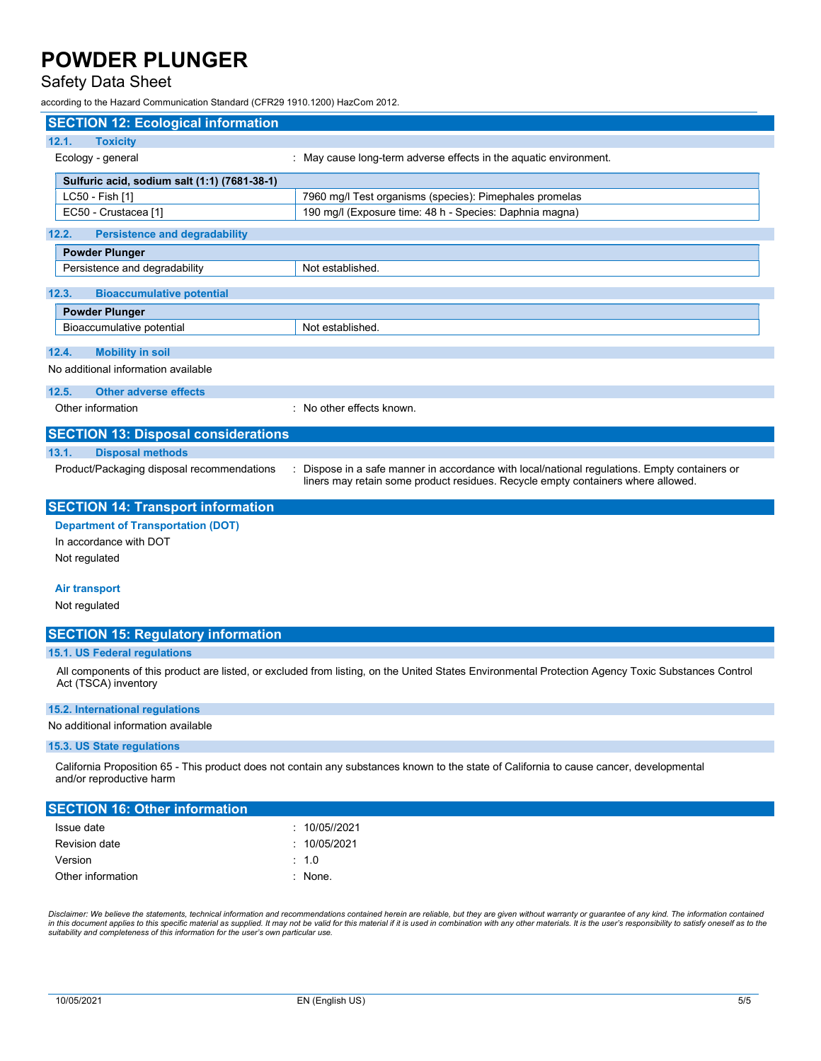## SECTION 12: Ecological information

### 12.1. Toxicity

Ecology - general : May cause long-term adverse effects in the aquatic environment.

| Sulfuric acid, sodium salt (1:1) (7681-38-1) | |
|---|---|
| LC50 - Fish [1] | 7960 mg/l Test organisms (species): Pimephales promelas |
| EC50 - Crustacea [1] | 190 mg/l (Exposure time: 48 h - Species: Daphnia magna) |

### 12.2. Persistence and degradability

| Powder Plunger | |
|---|---|
| Persistence and degradability | Not established. |

### 12.3. Bioaccumulative potential

| Powder Plunger | |
|---|---|
| Bioaccumulative potential | Not established. |

### 12.4. Mobility in soil

No additional information available

### 12.5. Other adverse effects

Other information : No other effects known.

## SECTION 13: Disposal considerations

### 13.1. Disposal methods

Product/Packaging disposal recommendations : Dispose in a safe manner in accordance with local/national regulations. Empty containers or liners may retain some product residues. Recycle empty containers where allowed.

## SECTION 14: Transport information

**Department of Transportation (DOT)**

In accordance with DOT

Not regulated

**Air transport**

Not regulated

## SECTION 15: Regulatory information

### 15.1. US Federal regulations

All components of this product are listed, or excluded from listing, on the United States Environmental Protection Agency Toxic Substances Control Act (TSCA) inventory

### 15.2. International regulations

No additional information available

### 15.3. US State regulations

California Proposition 65 - This product does not contain any substances known to the state of California to cause cancer, developmental and/or reproductive harm

## SECTION 16: Other information

Issue date : 10/05//2021

Revision date : 10/05/2021

Version : 1.0

Other information : None.

*Disclaimer: We believe the statements, technical information and recommendations contained herein are reliable, but they are given without warranty or guarantee of any kind. The information contained in this document applies to this specific material as supplied. It may not be valid for this material if it is used in combination with any other materials. It is the user's responsibility to satisfy oneself as to the suitability and completeness of this information for the user's own particular use.*